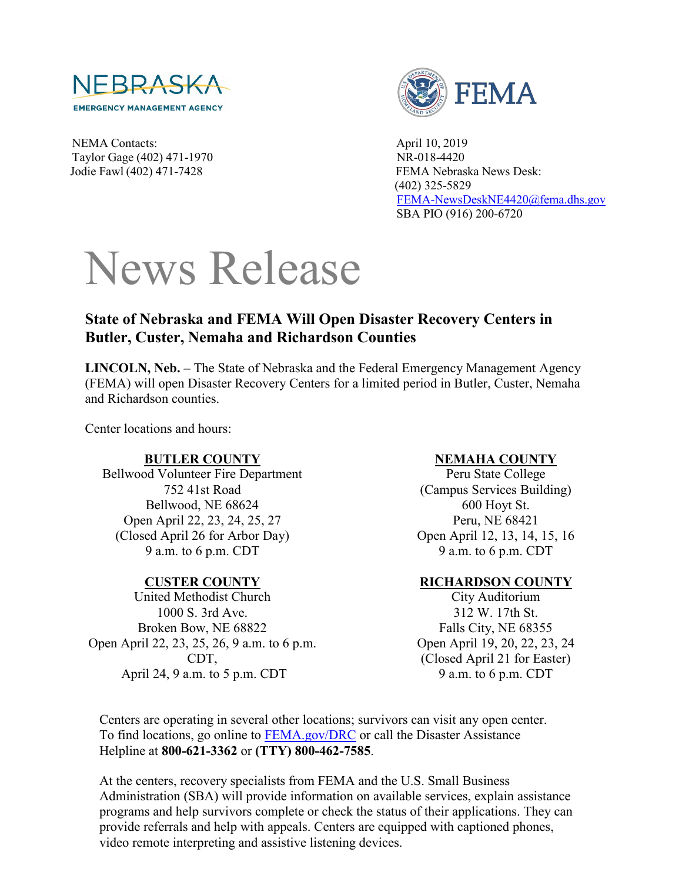NEBRASKA
EMERGENCY MANAGEMENT AGENCY

FEMA

NEMA Contacts:
Taylor Gage (402) 471-1970
Jodie Fawl (402) 471-7428

April 10, 2019
NR-018-4420
FEMA Nebraska News Desk:
(402) 325-5829
FEMA-NewsDeskNE4420@fema.dhs.gov
SBA PIO (916) 200-6720

# News Release

## State of Nebraska and FEMA Will Open Disaster Recovery Centers in Butler, Custer, Nemaha and Richardson Counties

**LINCOLN, Neb. –** The State of Nebraska and the Federal Emergency Management Agency (FEMA) will open Disaster Recovery Centers for a limited period in Butler, Custer, Nemaha and Richardson counties.

Center locations and hours:

**BUTLER COUNTY**
Bellwood Volunteer Fire Department
752 41st Road
Bellwood, NE 68624
Open April 22, 23, 24, 25, 27
(Closed April 26 for Arbor Day)
9 a.m. to 6 p.m. CDT

**CUSTER COUNTY**
United Methodist Church
1000 S. 3rd Ave.
Broken Bow, NE 68822
Open April 22, 23, 25, 26, 9 a.m. to 6 p.m. CDT,
April 24, 9 a.m. to 5 p.m. CDT

**NEMAHA COUNTY**
Peru State College
(Campus Services Building)
600 Hoyt St.
Peru, NE 68421
Open April 12, 13, 14, 15, 16
9 a.m. to 6 p.m. CDT

**RICHARDSON COUNTY**
City Auditorium
312 W. 17th St.
Falls City, NE 68355
Open April 19, 20, 22, 23, 24
(Closed April 21 for Easter)
9 a.m. to 6 p.m. CDT

Centers are operating in several other locations; survivors can visit any open center. To find locations, go online to FEMA.gov/DRC or call the Disaster Assistance Helpline at **800-621-3362** or **(TTY) 800-462-7585**.

At the centers, recovery specialists from FEMA and the U.S. Small Business Administration (SBA) will provide information on available services, explain assistance programs and help survivors complete or check the status of their applications. They can provide referrals and help with appeals. Centers are equipped with captioned phones, video remote interpreting and assistive listening devices.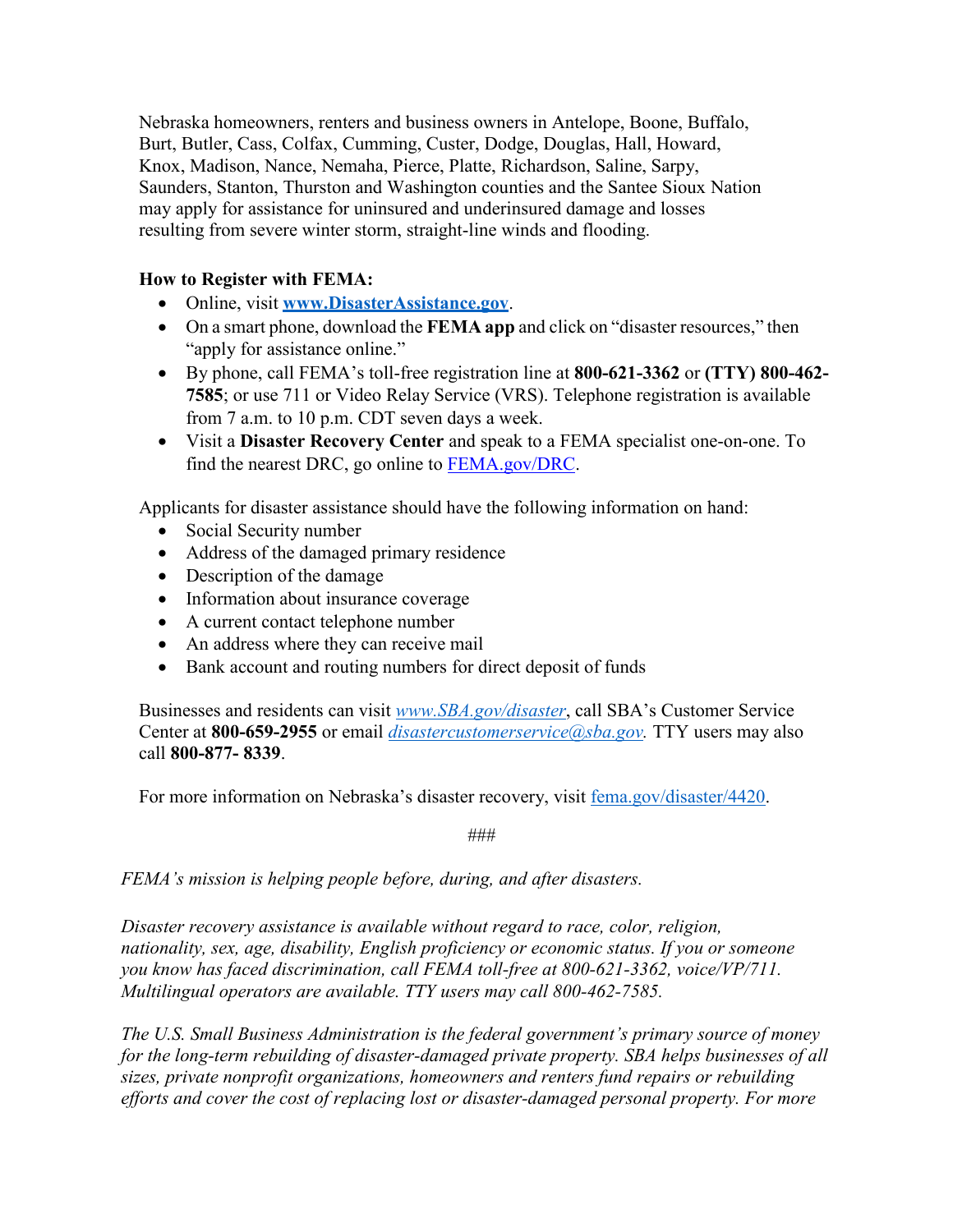Nebraska homeowners, renters and business owners in Antelope, Boone, Buffalo, Burt, Butler, Cass, Colfax, Cumming, Custer, Dodge, Douglas, Hall, Howard, Knox, Madison, Nance, Nemaha, Pierce, Platte, Richardson, Saline, Sarpy, Saunders, Stanton, Thurston and Washington counties and the Santee Sioux Nation may apply for assistance for uninsured and underinsured damage and losses resulting from severe winter storm, straight-line winds and flooding.

**How to Register with FEMA:**

- Online, visit **[www.DisasterAssistance.gov](http://www.DisasterAssistance.gov)**.
- On a smart phone, download the **FEMA app** and click on "disaster resources," then "apply for assistance online."
- By phone, call FEMA's toll-free registration line at **800-621-3362** or **(TTY) 800-462-7585**; or use 711 or Video Relay Service (VRS). Telephone registration is available from 7 a.m. to 10 p.m. CDT seven days a week.
- Visit a **Disaster Recovery Center** and speak to a FEMA specialist one-on-one. To find the nearest DRC, go online to [FEMA.gov/DRC](http://FEMA.gov/DRC).

Applicants for disaster assistance should have the following information on hand:

- Social Security number
- Address of the damaged primary residence
- Description of the damage
- Information about insurance coverage
- A current contact telephone number
- An address where they can receive mail
- Bank account and routing numbers for direct deposit of funds

Businesses and residents can visit *[www.SBA.gov/disaster](http://www.SBA.gov/disaster)*, call SBA's Customer Service Center at **800-659-2955** or email *[disastercustomerservice@sba.gov](mailto:disastercustomerservice@sba.gov).* TTY users may also call **800-877- 8339**.

For more information on Nebraska's disaster recovery, visit [fema.gov/disaster/4420](http://fema.gov/disaster/4420).

###

*FEMA's mission is helping people before, during, and after disasters.*

*Disaster recovery assistance is available without regard to race, color, religion, nationality, sex, age, disability, English proficiency or economic status. If you or someone you know has faced discrimination, call FEMA toll-free at 800-621-3362, voice/VP/711. Multilingual operators are available. TTY users may call 800-462-7585.*

*The U.S. Small Business Administration is the federal government's primary source of money for the long-term rebuilding of disaster-damaged private property. SBA helps businesses of all sizes, private nonprofit organizations, homeowners and renters fund repairs or rebuilding efforts and cover the cost of replacing lost or disaster-damaged personal property. For more*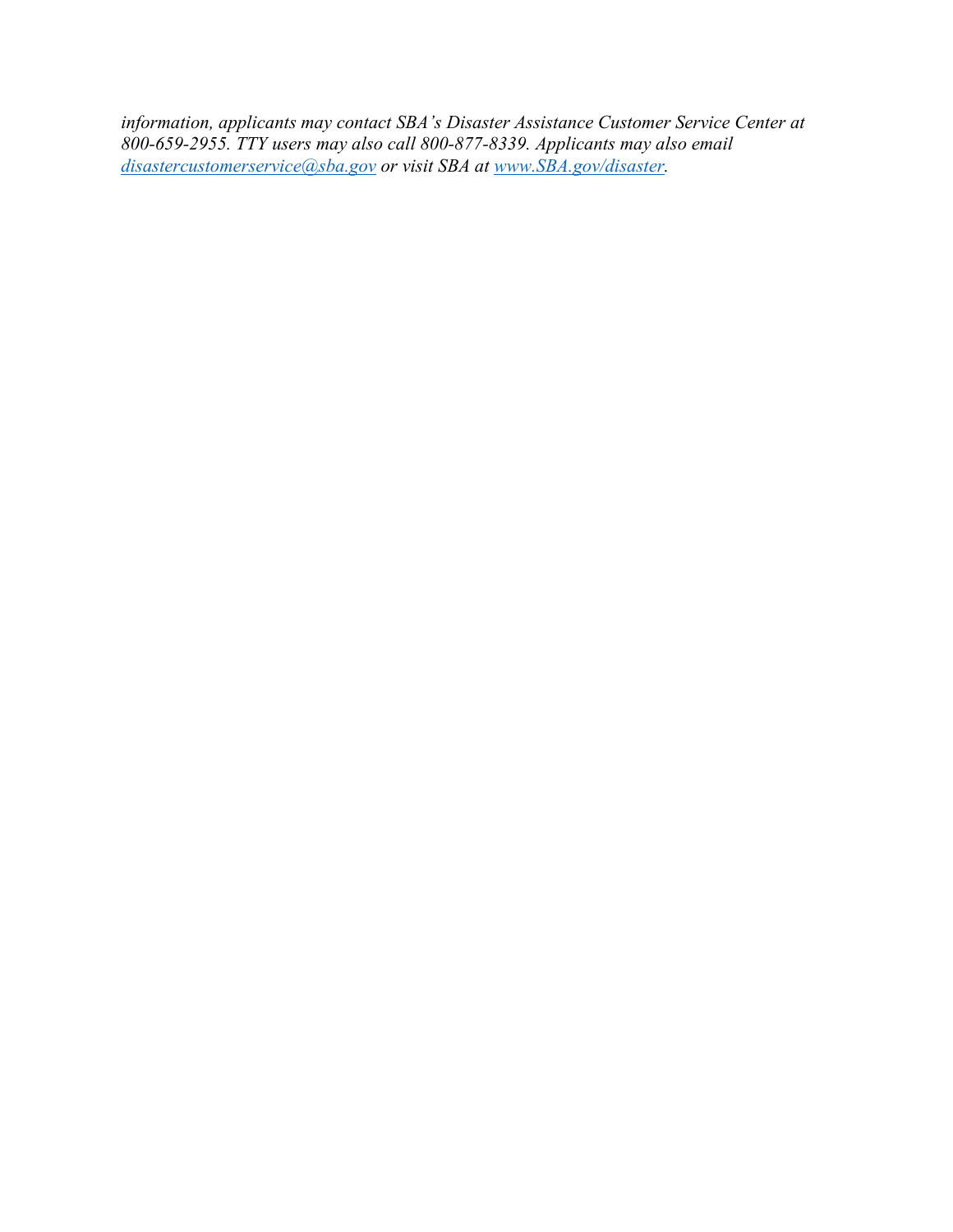*information, applicants may contact SBA's Disaster Assistance Customer Service Center at 800-659-2955. TTY users may also call 800-877-8339. Applicants may also email [disastercustomerservice@sba.gov](mailto:disastercustomerservice@sba.gov) or visit SBA at [www.SBA.gov/disaster](http://www.SBA.gov/disaster).*